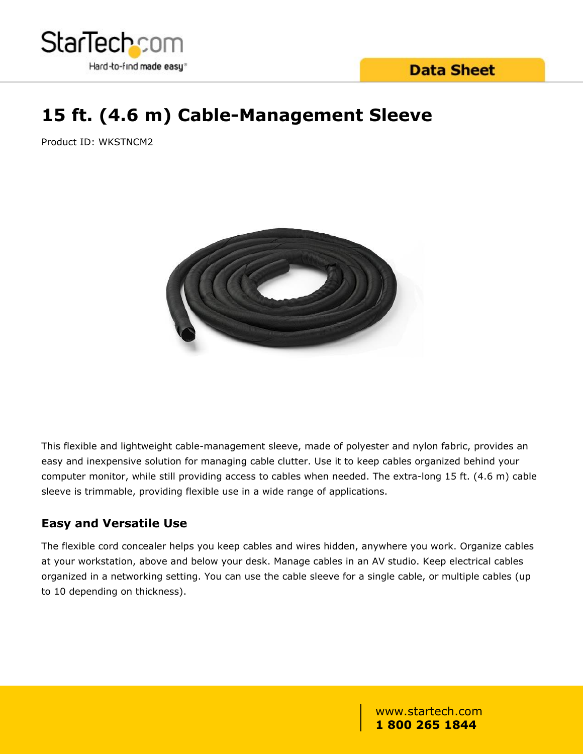# 15 ft. (4.6 m) Cable-Management Sleeve

Product ID: WKSTNCM2

This flexible and lightweight cable-management sleeve, made of polyester and nylon fabric, provides an easy and inexpensive solution for managing cable clutter. Use it to keep cables organized behind your computer monitor, while still providing access to cables when needed. The extra-long 15 ft. (4.6 m) cable sleeve is trimmable, providing flexible use in a wide range of applications.

## Easy and Versatile Use

The flexible cord concealer helps you keep cables and wires hidden, anywhere you work. Organize cables at your workstation, above and below your desk. Manage cables in an AV studio. Keep electrical cables organized in a networking setting. You can use the cable sleeve for a single cable, or multiple cables (up to 10 depending on thickness).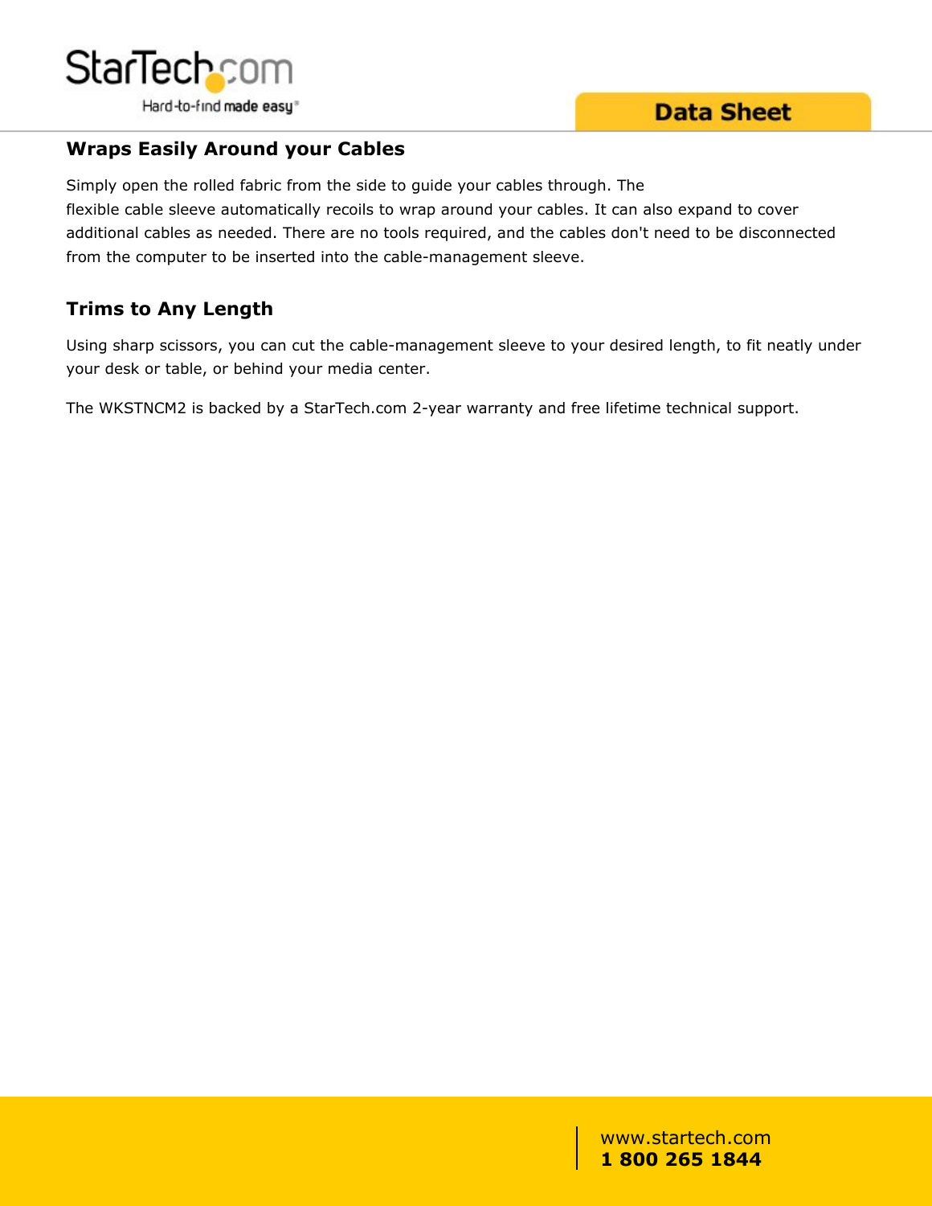## Wraps Easily Around your Cables

Simply open the rolled fabric from the side to guide your cables through. The flexible cable sleeve automatically recoils to wrap around your cables. It can also expand to cover additional cables as needed. There are no tools required, and the cables don't need to be disconnected from the computer to be inserted into the cable-management sleeve.

## Trims to Any Length

Using sharp scissors, you can cut the cable-management sleeve to your desired length, to fit neatly under your desk or table, or behind your media center.

The WKSTNCM2 is backed by a StarTech.com 2-year warranty and free lifetime technical support.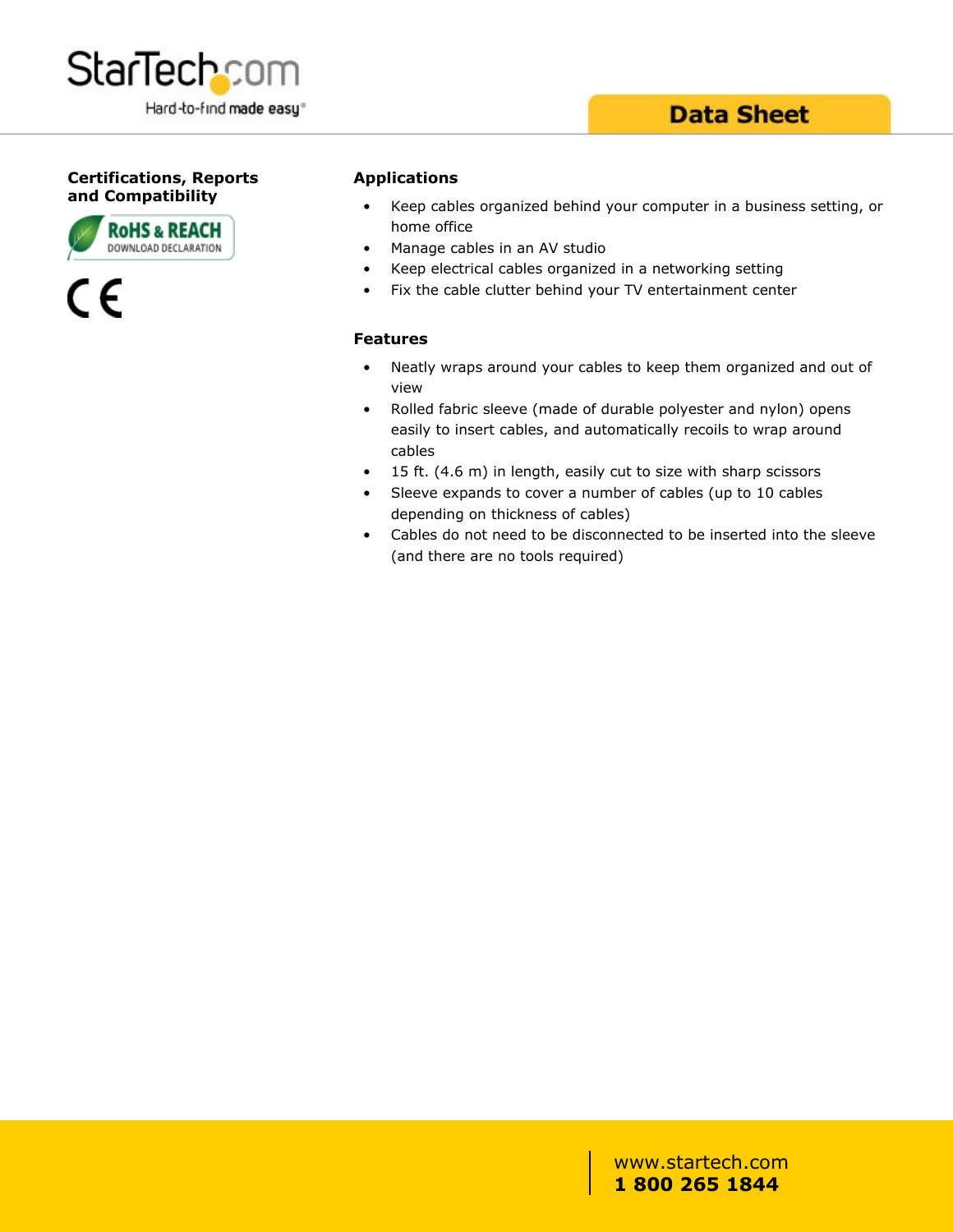## Certifications, Reports and Compatibility

RoHS & REACH
DOWNLOAD DECLARATION

CE

## Applications

- Keep cables organized behind your computer in a business setting, or home office
- Manage cables in an AV studio
- Keep electrical cables organized in a networking setting
- Fix the cable clutter behind your TV entertainment center

## Features

- Neatly wraps around your cables to keep them organized and out of view
- Rolled fabric sleeve (made of durable polyester and nylon) opens easily to insert cables, and automatically recoils to wrap around cables
- 15 ft. (4.6 m) in length, easily cut to size with sharp scissors
- Sleeve expands to cover a number of cables (up to 10 cables depending on thickness of cables)
- Cables do not need to be disconnected to be inserted into the sleeve (and there are no tools required)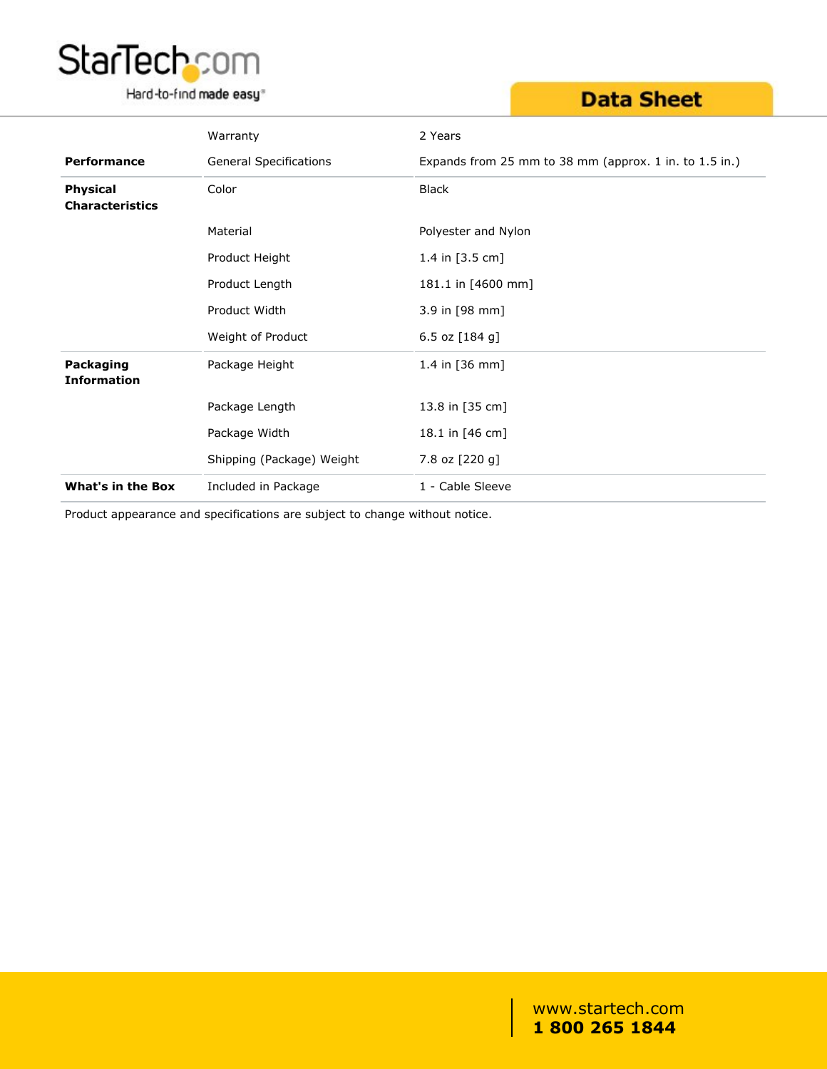| | | |
|---|---|---|
| | Warranty | 2 Years |
| **Performance** | General Specifications | Expands from 25 mm to 38 mm (approx. 1 in. to 1.5 in.) |
| **Physical Characteristics** | Color | Black |
| | Material | Polyester and Nylon |
| | Product Height | 1.4 in [3.5 cm] |
| | Product Length | 181.1 in [4600 mm] |
| | Product Width | 3.9 in [98 mm] |
| | Weight of Product | 6.5 oz [184 g] |
| **Packaging Information** | Package Height | 1.4 in [36 mm] |
| | Package Length | 13.8 in [35 cm] |
| | Package Width | 18.1 in [46 cm] |
| | Shipping (Package) Weight | 7.8 oz [220 g] |
| **What's in the Box** | Included in Package | 1 - Cable Sleeve |

Product appearance and specifications are subject to change without notice.